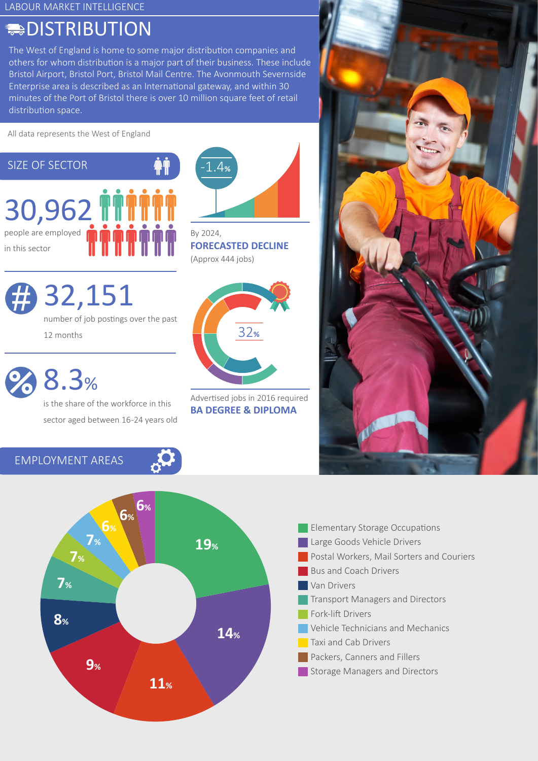LABOUR MARKET INTELLIGENCE

# DISTRIBUTION

The West of England is home to some major distribution companies and others for whom distribution is a major part of their business. These include Bristol Airport, Bristol Port, Bristol Mail Centre. The Avonmouth Severnside Enterprise area is described as an International gateway, and within 30 minutes of the Port of Bristol there is over 10 million square feet of retail distribution space.

All data represents the West of England

## SIZE OF SECTOR

**30,962** people are employed in this sector

**-1.4%**

By 2024, **FORECASTED DECLINE** (Approx 444 jobs)

**32,151** number of job postings over the past 12 months

**32%**

Advertised jobs in 2016 required **BA DEGREE & DIPLOMA**

**8.3%** is the share of the workforce in this sector aged between 16-24 years old

## EMPLOYMENT AREAS

| Occupation | Share |
|---|---|
| Elementary Storage Occupations | 19% |
| Large Goods Vehicle Drivers | 14% |
| Postal Workers, Mail Sorters and Couriers | 11% |
| Bus and Coach Drivers | 9% |
| Van Drivers | 8% |
| Transport Managers and Directors | 7% |
| Fork-lift Drivers | 7% |
| Vehicle Technicians and Mechanics | 7% |
| Taxi and Cab Drivers | 6% |
| Packers, Canners and Fillers | 6% |
| Storage Managers and Directors | 6% |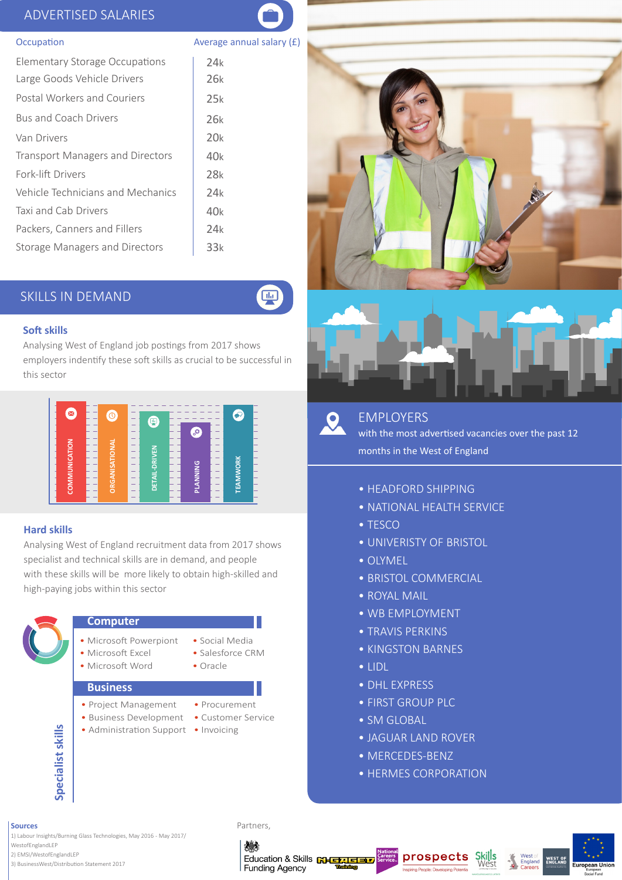## ADVERTISED SALARIES

| Occupation | Average annual salary (£) |
|---|---|
| Elementary Storage Occupations | 24k |
| Large Goods Vehicle Drivers | 26k |
| Postal Workers and Couriers | 25k |
| Bus and Coach Drivers | 26k |
| Van Drivers | 20k |
| Transport Managers and Directors | 40k |
| Fork-lift Drivers | 28k |
| Vehicle Technicians and Mechanics | 24k |
| Taxi and Cab Drivers | 40k |
| Packers, Canners and Fillers | 24k |
| Storage Managers and Directors | 33k |

## SKILLS IN DEMAND

### Soft skills

Analysing West of England job postings from 2017 shows employers indentify these soft skills as crucial to be successful in this sector

COMMUNICATION
ORGANISATIONAL
DETAIL-DRIVEN
PLANNING
TEAMWORK

### Hard skills

Analysing West of England recruitment data from 2017 shows specialist and technical skills are in demand, and people with these skills will be more likely to obtain high-skilled and high-paying jobs within this sector

**Specialist skills**

**Computer**

- Microsoft Powerpoint
- Microsoft Excel
- Microsoft Word
- Social Media
- Salesforce CRM
- Oracle

**Business**

- Project Management
- Business Development
- Administration Support
- Procurement
- Customer Service
- Invoicing

## EMPLOYERS

with the most advertised vacancies over the past 12 months in the West of England

- HEADFORD SHIPPING
- NATIONAL HEALTH SERVICE
- TESCO
- UNIVERISTY OF BRISTOL
- OLYMEL
- BRISTOL COMMERCIAL
- ROYAL MAIL
- WB EMPLOYMENT
- TRAVIS PERKINS
- KINGSTON BARNES
- LIDL
- DHL EXPRESS
- FIRST GROUP PLC
- SM GLOBAL
- JAGUAR LAND ROVER
- MERCEDES-BENZ
- HERMES CORPORATION

**Sources**

1) Labour Insights/Burning Glass Technologies, May 2016 - May 2017/ WestofEnglandLEP
2) EMSI/WestofEnglandLEP
3) BusinessWest/Distribution Statement 2017

Partners,

Education & Skills Funding Agency
N-GAGED Training
National Careers Service
prospects
Skills West
West of England Careers
WEST OF ENGLAND
European Union European Social Fund